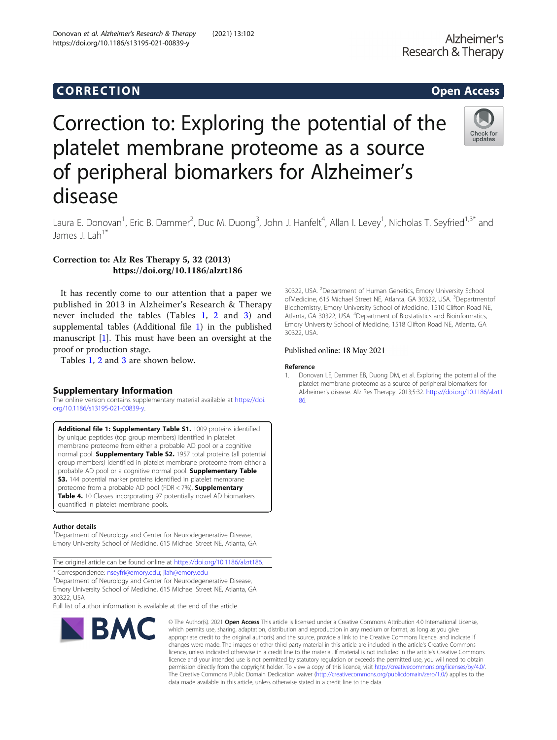CORRECTION

Open Access

# Correction to: Exploring the potential of the platelet membrane proteome as a source of peripheral biomarkers for Alzheimer's disease

Laura E. Donovan[1], Eric B. Dammer[2], Duc M. Duong[3], John J. Hanfelt[4], Allan I. Levey[1], Nicholas T. Seyfried[1,3*] and James J. Lah[1*]

**Correction to: Alz Res Therapy 5, 32 (2013)**
**https://doi.org/10.1186/alzrt186**

It has recently come to our attention that a paper we published in 2013 in Alzheimer's Research & Therapy never included the tables (Tables 1, 2 and 3) and supplemental tables (Additional file 1) in the published manuscript [1]. This must have been an oversight at the proof or production stage.

Tables 1, 2 and 3 are shown below.

## Supplementary Information

The online version contains supplementary material available at https://doi.org/10.1186/s13195-021-00839-y.

**Additional file 1: Supplementary Table S1.** 1009 proteins identified by unique peptides (top group members) identified in platelet membrane proteome from either a probable AD pool or a cognitive normal pool. **Supplementary Table S2.** 1957 total proteins (all potential group members) identified in platelet membrane proteome from either a probable AD pool or a cognitive normal pool. **Supplementary Table S3.** 144 potential marker proteins identified in platelet membrane proteome from a probable AD pool (FDR < 7%). **Supplementary Table 4.** 10 Classes incorporating 97 potentially novel AD biomarkers quantified in platelet membrane pools.

### Author details

[1]Department of Neurology and Center for Neurodegenerative Disease, Emory University School of Medicine, 615 Michael Street NE, Atlanta, GA 30322, USA. [2]Department of Human Genetics, Emory University School ofMedicine, 615 Michael Street NE, Atlanta, GA 30322, USA. [3]Departmentof Biochemistry, Emory University School of Medicine, 1510 Clifton Road NE, Atlanta, GA 30322, USA. [4]Department of Biostatistics and Bioinformatics, Emory University School of Medicine, 1518 Clifton Road NE, Atlanta, GA 30322, USA.

Published online: 18 May 2021

### Reference

1. Donovan LE, Dammer EB, Duong DM, et al. Exploring the potential of the platelet membrane proteome as a source of peripheral biomarkers for Alzheimer's disease. Alz Res Therapy. 2013;5:32. https://doi.org/10.1186/alzrt186.

The original article can be found online at https://doi.org/10.1186/alzrt186.

\* Correspondence: nseyfri@emory.edu; jlah@emory.edu

[1]Department of Neurology and Center for Neurodegenerative Disease, Emory University School of Medicine, 615 Michael Street NE, Atlanta, GA 30322, USA

Full list of author information is available at the end of the article

© The Author(s). 2021 **Open Access** This article is licensed under a Creative Commons Attribution 4.0 International License, which permits use, sharing, adaptation, distribution and reproduction in any medium or format, as long as you give appropriate credit to the original author(s) and the source, provide a link to the Creative Commons licence, and indicate if changes were made. The images or other third party material in this article are included in the article's Creative Commons licence, unless indicated otherwise in a credit line to the material. If material is not included in the article's Creative Commons licence and your intended use is not permitted by statutory regulation or exceeds the permitted use, you will need to obtain permission directly from the copyright holder. To view a copy of this licence, visit http://creativecommons.org/licenses/by/4.0/. The Creative Commons Public Domain Dedication waiver (http://creativecommons.org/publicdomain/zero/1.0/) applies to the data made available in this article, unless otherwise stated in a credit line to the data.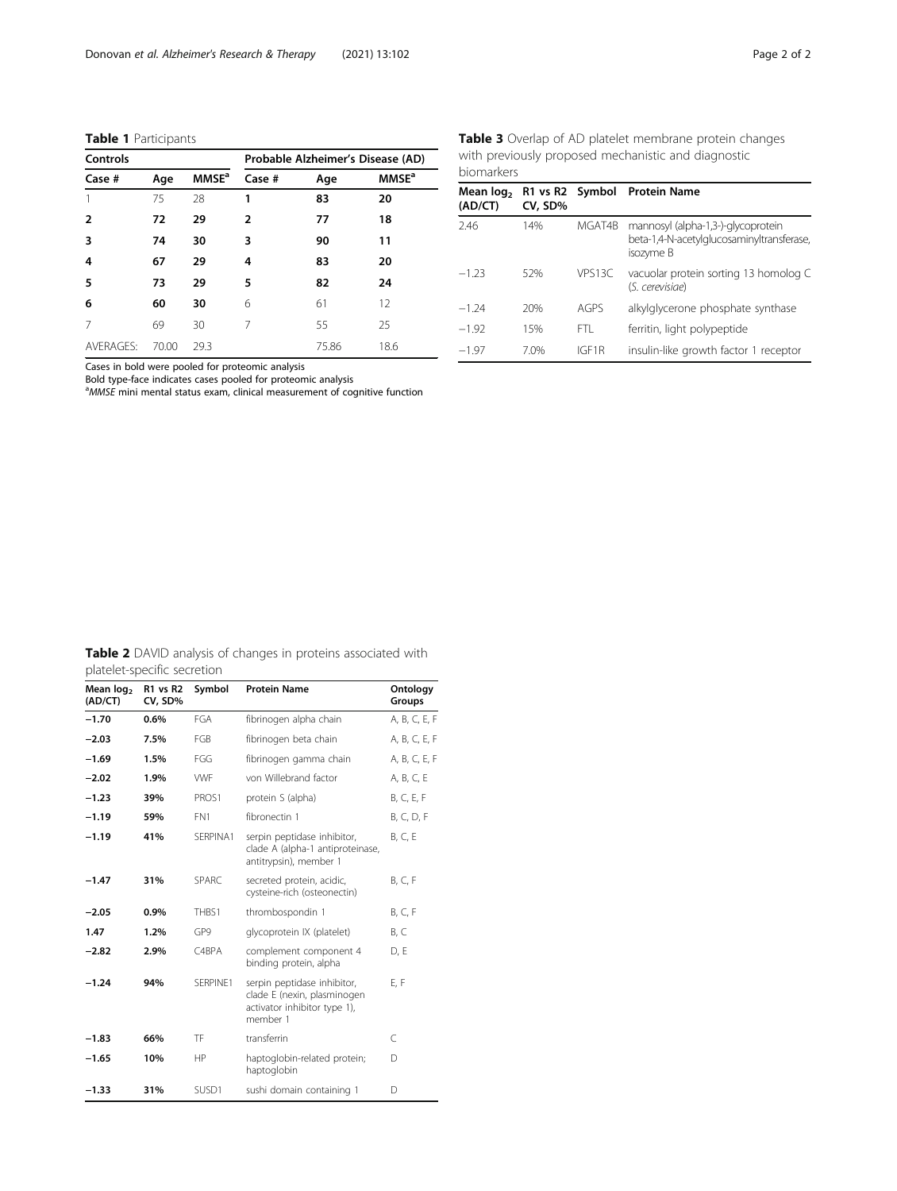**Table 1** Participants

| Controls | | | Probable Alzheimer's Disease (AD) | | |
|---|---|---|---|---|---|
| Case # | Age | MMSE[a] | Case # | Age | MMSE[a] |
| 1 | 75 | 28 | **1** | **83** | **20** |
| **2** | **72** | **29** | **2** | **77** | **18** |
| **3** | **74** | **30** | **3** | **90** | **11** |
| **4** | **67** | **29** | **4** | **83** | **20** |
| **5** | **73** | **29** | **5** | **82** | **24** |
| **6** | **60** | **30** | 6 | 61 | 12 |
| 7 | 69 | 30 | 7 | 55 | 25 |
| AVERAGES: | 70.00 | 29.3 | | 75.86 | 18.6 |

Cases in bold were pooled for proteomic analysis

Bold type-face indicates cases pooled for proteomic analysis

[a]*MMSE* mini mental status exam, clinical measurement of cognitive function

**Table 3** Overlap of AD platelet membrane protein changes with previously proposed mechanistic and diagnostic biomarkers

| Mean $\log_2$ (AD/CT) | R1 vs R2 CV, SD% | Symbol | Protein Name |
|---|---|---|---|
| 2.46 | 14% | MGAT4B | mannosyl (alpha-1,3-)-glycoprotein beta-1,4-N-acetylglucosaminyltransferase, isozyme B |
| −1.23 | 52% | VPS13C | vacuolar protein sorting 13 homolog C (*S. cerevisiae*) |
| −1.24 | 20% | AGPS | alkylglycerone phosphate synthase |
| −1.92 | 15% | FTL | ferritin, light polypeptide |
| −1.97 | 7.0% | IGF1R | insulin-like growth factor 1 receptor |

**Table 2** DAVID analysis of changes in proteins associated with platelet-specific secretion

| Mean $\log_2$ (AD/CT) | R1 vs R2 CV, SD% | Symbol | Protein Name | Ontology Groups |
|---|---|---|---|---|
| **−1.70** | **0.6%** | FGA | fibrinogen alpha chain | A, B, C, E, F |
| **−2.03** | **7.5%** | FGB | fibrinogen beta chain | A, B, C, E, F |
| **−1.69** | **1.5%** | FGG | fibrinogen gamma chain | A, B, C, E, F |
| **−2.02** | **1.9%** | VWF | von Willebrand factor | A, B, C, E |
| **−1.23** | **39%** | PROS1 | protein S (alpha) | B, C, E, F |
| **−1.19** | **59%** | FN1 | fibronectin 1 | B, C, D, F |
| **−1.19** | **41%** | SERPINA1 | serpin peptidase inhibitor, clade A (alpha-1 antiproteinase, antitrypsin), member 1 | B, C, E |
| **−1.47** | **31%** | SPARC | secreted protein, acidic, cysteine-rich (osteonectin) | B, C, F |
| **−2.05** | **0.9%** | THBS1 | thrombospondin 1 | B, C, F |
| **1.47** | **1.2%** | GP9 | glycoprotein IX (platelet) | B, C |
| **−2.82** | **2.9%** | C4BPA | complement component 4 binding protein, alpha | D, E |
| **−1.24** | **94%** | SERPINE1 | serpin peptidase inhibitor, clade E (nexin, plasminogen activator inhibitor type 1), member 1 | E, F |
| **−1.83** | **66%** | TF | transferrin | C |
| **−1.65** | **10%** | HP | haptoglobin-related protein; haptoglobin | D |
| **−1.33** | **31%** | SUSD1 | sushi domain containing 1 | D |